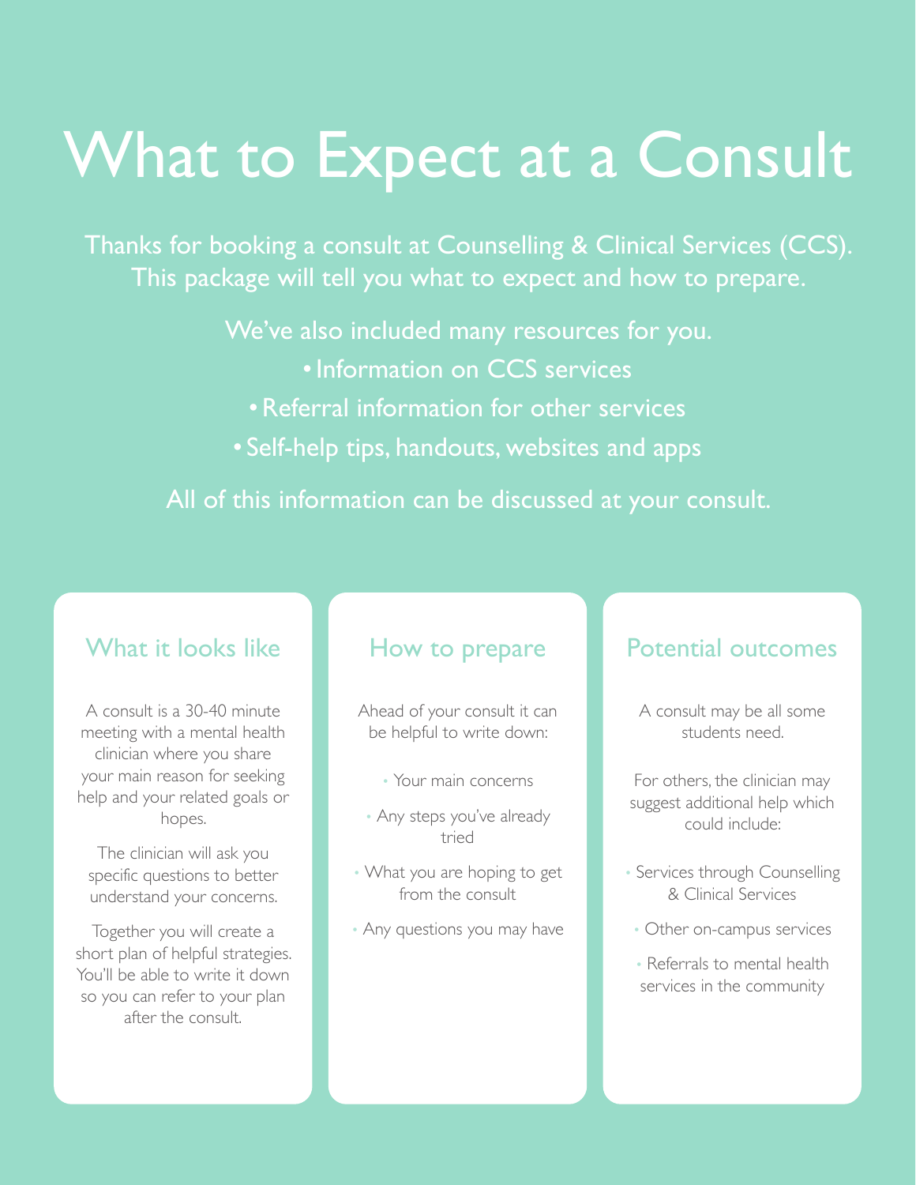# What to Expect at a Consult

Thanks for booking a consult at Counselling & Clinical Services (CCS). This package will tell you what to expect and how to prepare.

We've also included many resources for you.

- Information on CCS services
- Referral information for other services
- Self-help tips, handouts, websites and apps

All of this information can be discussed at your consult.

## What it looks like

A consult is a 30-40 minute meeting with a mental health clinician where you share your main reason for seeking help and your related goals or hopes.

The clinician will ask you specific questions to better understand your concerns.

Together you will create a short plan of helpful strategies. You'll be able to write it down so you can refer to your plan after the consult.

## How to prepare

Ahead of your consult it can be helpful to write down:

- Your main concerns
- Any steps you've already tried
- What you are hoping to get from the consult
- Any questions you may have

## Potential outcomes

A consult may be all some students need.

For others, the clinician may suggest additional help which could include:

- Services through Counselling & Clinical Services
- Other on-campus services
- Referrals to mental health services in the community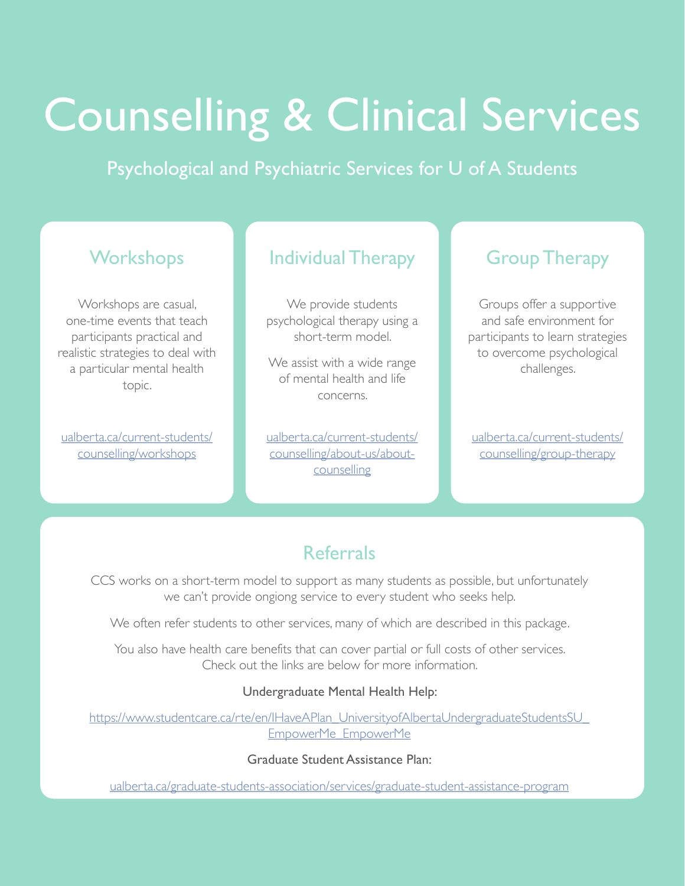# Counselling & Clinical Services

Psychological and Psychiatric Services for U of A Students

## Workshops

Workshops are casual, one-time events that teach participants practical and realistic strategies to deal with a particular mental health topic.

ualberta.ca/current-students/counselling/workshops

## Individual Therapy

We provide students psychological therapy using a short-term model.

We assist with a wide range of mental health and life concerns.

ualberta.ca/current-students/counselling/about-us/about-counselling

## Group Therapy

Groups offer a supportive and safe environment for participants to learn strategies to overcome psychological challenges.

ualberta.ca/current-students/counselling/group-therapy

## Referrals

CCS works on a short-term model to support as many students as possible, but unfortunately we can't provide ongiong service to every student who seeks help.

We often refer students to other services, many of which are described in this package.

You also have health care benefits that can cover partial or full costs of other services. Check out the links are below for more information.

Undergraduate Mental Health Help:

https://www.studentcare.ca/rte/en/IHaveAPlan_UniversityofAlbertaUndergraduateStudentsSU_EmpowerMe_EmpowerMe

Graduate Student Assistance Plan:

ualberta.ca/graduate-students-association/services/graduate-student-assistance-program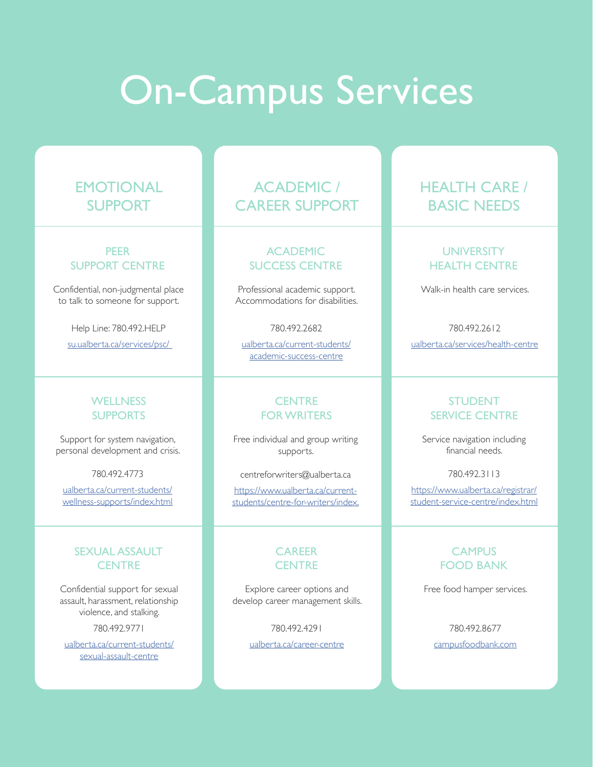# On-Campus Services

## EMOTIONAL SUPPORT

### PEER SUPPORT CENTRE

Confidential, non-judgmental place to talk to someone for support.

Help Line: 780.492.HELP

su.ualberta.ca/services/psc/

### WELLNESS SUPPORTS

Support for system navigation, personal development and crisis.

780.492.4773

ualberta.ca/current-students/wellness-supports/index.html

### SEXUAL ASSAULT CENTRE

Confidential support for sexual assault, harassment, relationship violence, and stalking.

780.492.9771

ualberta.ca/current-students/sexual-assault-centre

## ACADEMIC / CAREER SUPPORT

### ACADEMIC SUCCESS CENTRE

Professional academic support. Accommodations for disabilities.

780.492.2682

ualberta.ca/current-students/academic-success-centre

### CENTRE FOR WRITERS

Free individual and group writing supports.

centreforwriters@ualberta.ca

https://www.ualberta.ca/current-students/centre-for-writers/index.

### CAREER CENTRE

Explore career options and develop career management skills.

780.492.4291

ualberta.ca/career-centre

## HEALTH CARE / BASIC NEEDS

### UNIVERSITY HEALTH CENTRE

Walk-in health care services.

780.492.2612

ualberta.ca/services/health-centre

### STUDENT SERVICE CENTRE

Service navigation including financial needs.

780.492.3113

https://www.ualberta.ca/registrar/student-service-centre/index.html

### CAMPUS FOOD BANK

Free food hamper services.

780.492.8677

campusfoodbank.com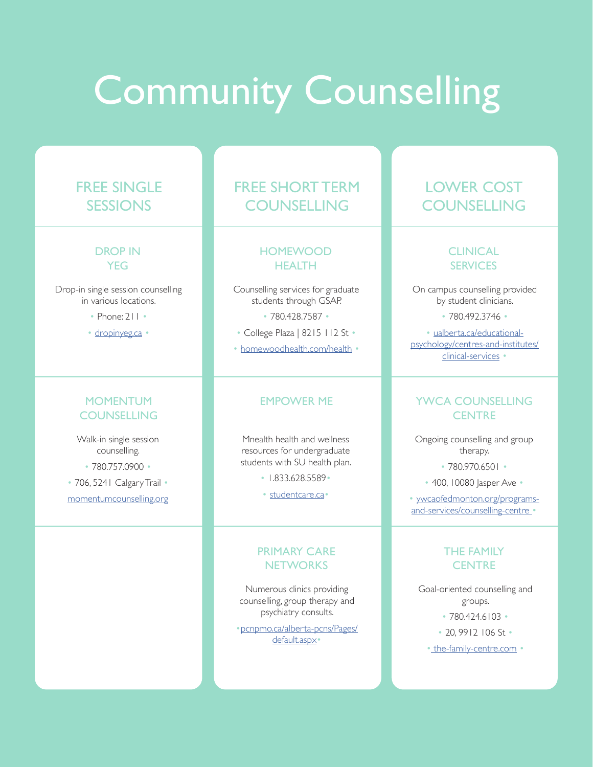# Community Counselling

## FREE SINGLE SESSIONS

### DROP IN YEG

Drop-in single session counselling in various locations.

- Phone: 211
- dropinyeg.ca

### MOMENTUM COUNSELLING

Walk-in single session counselling.

- 780.757.0900
- 706, 5241 Calgary Trail
- momentumcounselling.org

## FREE SHORT TERM COUNSELLING

### HOMEWOOD HEALTH

Counselling services for graduate students through GSAP.

- 780.428.7587
- College Plaza | 8215 112 St
- homewoodhealth.com/health

### EMPOWER ME

Mnealth health and wellness resources for undergraduate students with SU health plan.

- 1.833.628.5589
- studentcare.ca

### PRIMARY CARE NETWORKS

Numerous clinics providing counselling, group therapy and psychiatry consults.

- pcnpmo.ca/alberta-pcns/Pages/default.aspx

## LOWER COST COUNSELLING

### CLINICAL SERVICES

On campus counselling provided by student clinicians.

- 780.492.3746
- ualberta.ca/educational-psychology/centres-and-institutes/clinical-services

### YWCA COUNSELLING CENTRE

Ongoing counselling and group therapy.

- 780.970.6501
- 400, 10080 Jasper Ave
- ywcaofedmonton.org/programs-and-services/counselling-centre

### THE FAMILY CENTRE

Goal-oriented counselling and groups.

- 780.424.6103
- 20, 9912 106 St
- the-family-centre.com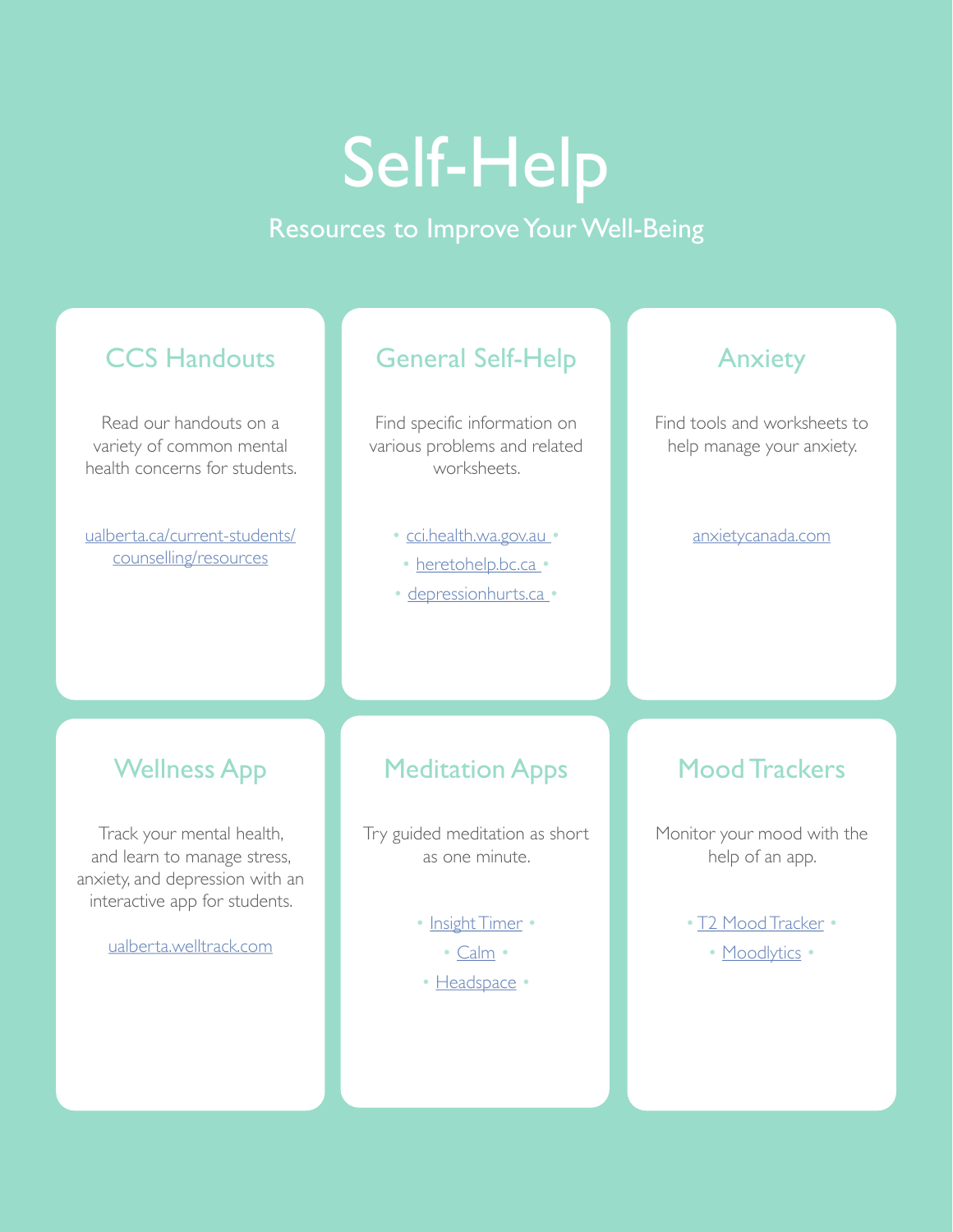# Self-Help

Resources to Improve Your Well-Being

## CCS Handouts

Read our handouts on a variety of common mental health concerns for students.

ualberta.ca/current-students/counselling/resources

## General Self-Help

Find specific information on various problems and related worksheets.

- cci.health.wa.gov.au
- heretohelp.bc.ca
- depressionhurts.ca

## Anxiety

Find tools and worksheets to help manage your anxiety.

anxietycanada.com

## Wellness App

Track your mental health, and learn to manage stress, anxiety, and depression with an interactive app for students.

ualberta.welltrack.com

## Meditation Apps

Try guided meditation as short as one minute.

- Insight Timer
- Calm
- Headspace

## Mood Trackers

Monitor your mood with the help of an app.

- T2 Mood Tracker
- Moodlytics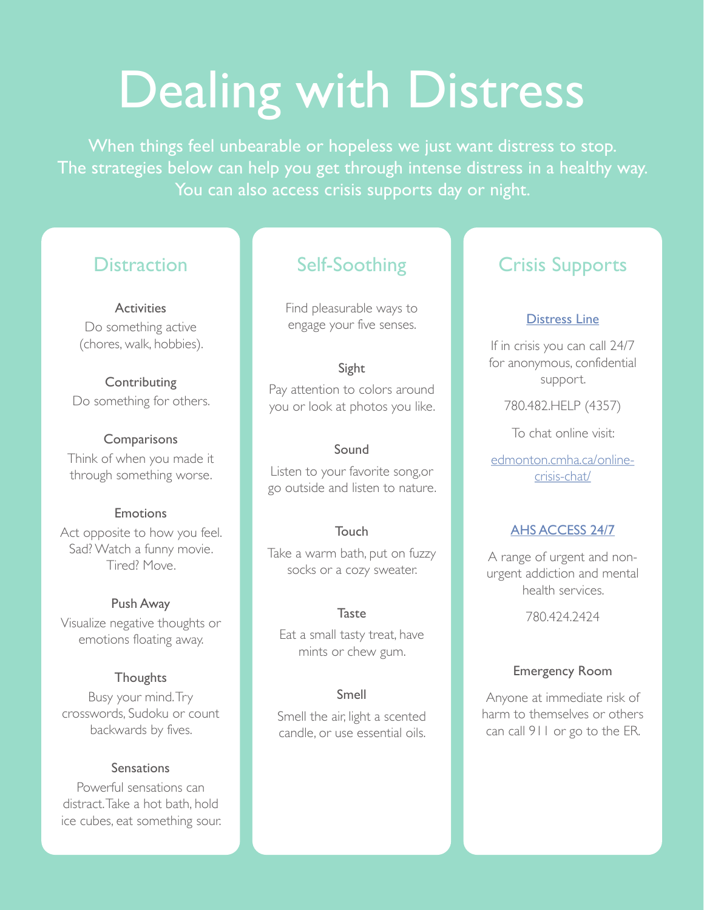# Dealing with Distress

When things feel unbearable or hopeless we just want distress to stop. The strategies below can help you get through intense distress in a healthy way. You can also access crisis supports day or night.

## Distraction

**Activities**
Do something active (chores, walk, hobbies).

**Contributing**
Do something for others.

**Comparisons**
Think of when you made it through something worse.

**Emotions**
Act opposite to how you feel. Sad? Watch a funny movie. Tired? Move.

**Push Away**
Visualize negative thoughts or emotions floating away.

**Thoughts**
Busy your mind. Try crosswords, Sudoku or count backwards by fives.

**Sensations**
Powerful sensations can distract. Take a hot bath, hold ice cubes, eat something sour.

## Self-Soothing

Find pleasurable ways to engage your five senses.

**Sight**
Pay attention to colors around you or look at photos you like.

**Sound**
Listen to your favorite song,or go outside and listen to nature.

**Touch**
Take a warm bath, put on fuzzy socks or a cozy sweater.

**Taste**
Eat a small tasty treat, have mints or chew gum.

**Smell**
Smell the air, light a scented candle, or use essential oils.

## Crisis Supports

**Distress Line**

If in crisis you can call 24/7 for anonymous, confidential support.

780.482.HELP (4357)

To chat online visit:

edmonton.cmha.ca/online-crisis-chat/

**AHS ACCESS 24/7**

A range of urgent and non-urgent addiction and mental health services.

780.424.2424

**Emergency Room**

Anyone at immediate risk of harm to themselves or others can call 911 or go to the ER.